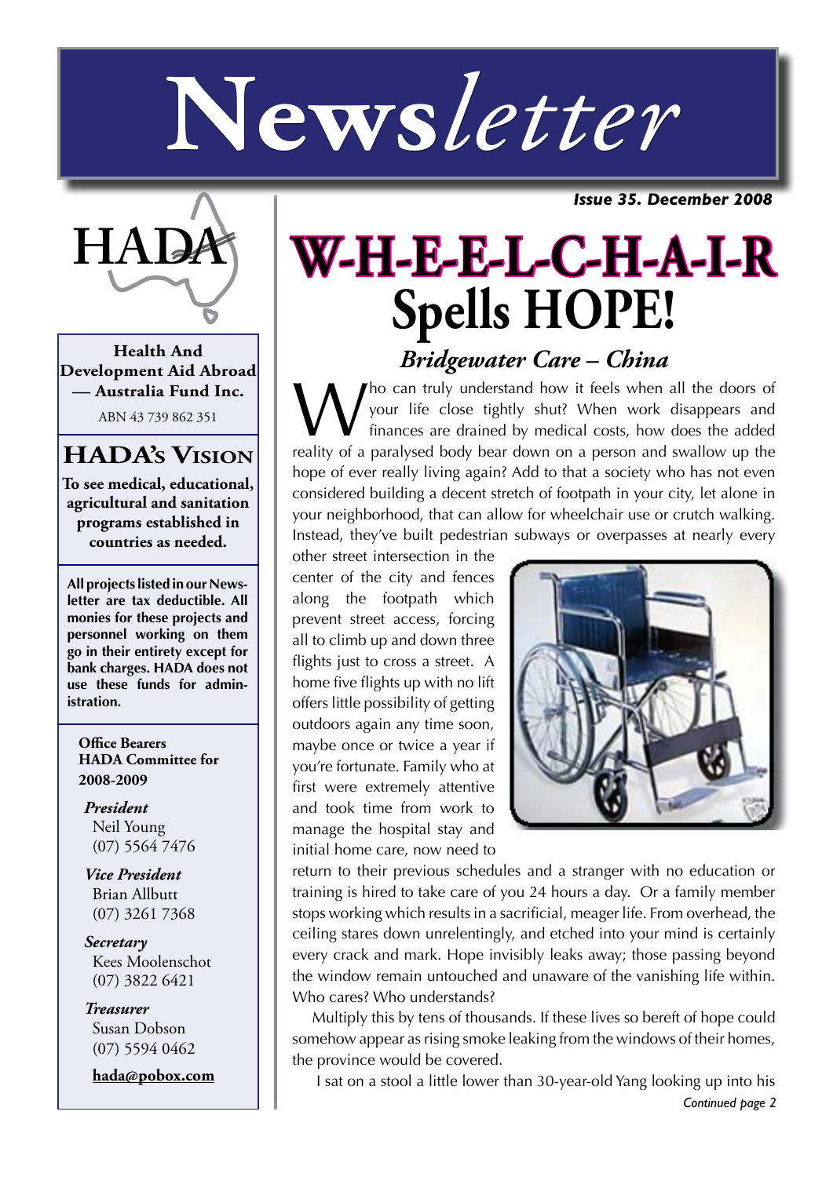# Newsletter

*Issue 35. December 2008*

HADA

**Health And Development Aid Abroad — Australia Fund Inc.**

ABN 43 739 862 351

## HADA's Vision

**To see medical, educational, agricultural and sanitation programs established in countries as needed.**

**All projects listed in our Newsletter are tax deductible. All monies for these projects and personnel working on them go in their entirety except for bank charges. HADA does not use these funds for administration.**

**Office Bearers HADA Committee for 2008-2009**

***President***
Neil Young
(07) 5564 7476

***Vice President***
Brian Allbutt
(07) 3261 7368

***Secretary***
Kees Moolenschot
(07) 3822 6421

***Treasurer***
Susan Dobson
(07) 5594 0462

**hada@pobox.com**

# W-H-E-E-L-C-H-A-I-R Spells HOPE!

## *Bridgewater Care – China*

Who can truly understand how it feels when all the doors of your life close tightly shut? When work disappears and finances are drained by medical costs, how does the added reality of a paralysed body bear down on a person and swallow up the hope of ever really living again? Add to that a society who has not even considered building a decent stretch of footpath in your city, let alone in your neighborhood, that can allow for wheelchair use or crutch walking. Instead, they've built pedestrian subways or overpasses at nearly every other street intersection in the center of the city and fences along the footpath which prevent street access, forcing all to climb up and down three flights just to cross a street. A home five flights up with no lift offers little possibility of getting outdoors again any time soon, maybe once or twice a year if you're fortunate. Family who at first were extremely attentive and took time from work to manage the hospital stay and initial home care, now need to return to their previous schedules and a stranger with no education or training is hired to take care of you 24 hours a day. Or a family member stops working which results in a sacrificial, meager life. From overhead, the ceiling stares down unrelentingly, and etched into your mind is certainly every crack and mark. Hope invisibly leaks away; those passing beyond the window remain untouched and unaware of the vanishing life within. Who cares? Who understands?

Multiply this by tens of thousands. If these lives so bereft of hope could somehow appear as rising smoke leaking from the windows of their homes, the province would be covered.

I sat on a stool a little lower than 30-year-old Yang looking up into his

*Continued page 2*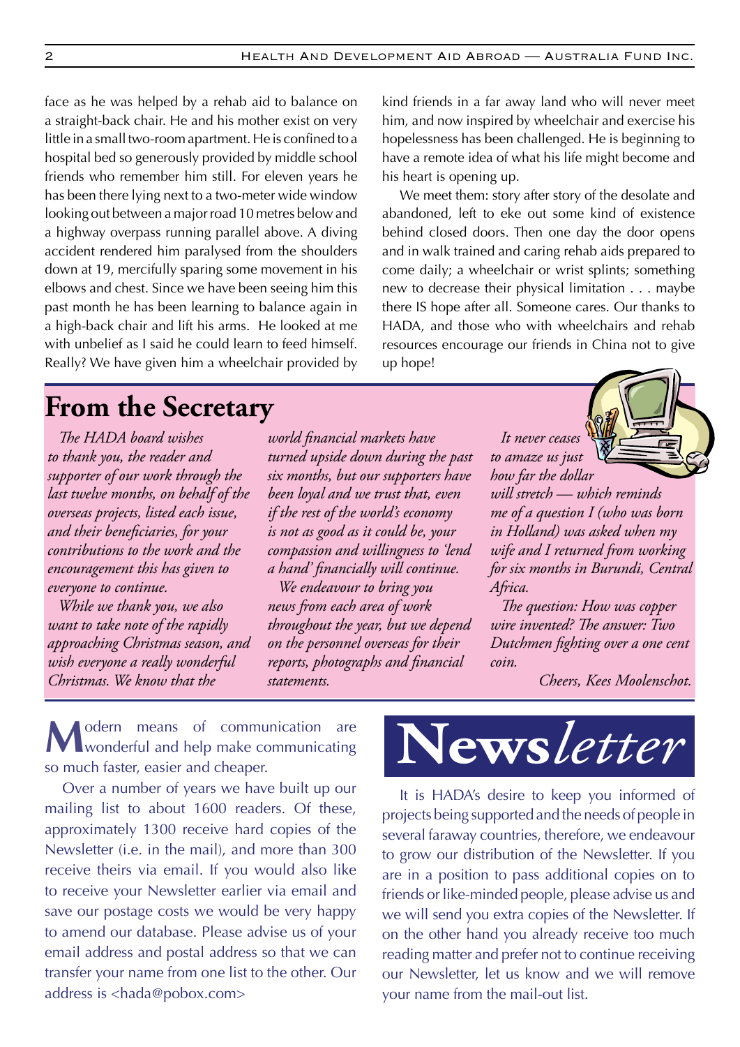face as he was helped by a rehab aid to balance on a straight-back chair. He and his mother exist on very little in a small two-room apartment. He is confined to a hospital bed so generously provided by middle school friends who remember him still. For eleven years he has been there lying next to a two-meter wide window looking out between a major road 10 metres below and a highway overpass running parallel above. A diving accident rendered him paralysed from the shoulders down at 19, mercifully sparing some movement in his elbows and chest. Since we have been seeing him this past month he has been learning to balance again in a high-back chair and lift his arms. He looked at me with unbelief as I said he could learn to feed himself. Really? We have given him a wheelchair provided by kind friends in a far away land who will never meet him, and now inspired by wheelchair and exercise his hopelessness has been challenged. He is beginning to have a remote idea of what his life might become and his heart is opening up.

We meet them: story after story of the desolate and abandoned, left to eke out some kind of existence behind closed doors. Then one day the door opens and in walk trained and caring rehab aids prepared to come daily; a wheelchair or wrist splints; something new to decrease their physical limitation . . . maybe there IS hope after all. Someone cares. Our thanks to HADA, and those who with wheelchairs and rehab resources encourage our friends in China not to give up hope!

## From the Secretary

*The HADA board wishes to thank you, the reader and supporter of our work through the last twelve months, on behalf of the overseas projects, listed each issue, and their beneficiaries, for your contributions to the work and the encouragement this has given to everyone to continue.*

*While we thank you, we also want to take note of the rapidly approaching Christmas season, and wish everyone a really wonderful Christmas. We know that the world financial markets have turned upside down during the past six months, but our supporters have been loyal and we trust that, even if the rest of the world's economy is not as good as it could be, your compassion and willingness to 'lend a hand' financially will continue.*

*We endeavour to bring you news from each area of work throughout the year, but we depend on the personnel overseas for their reports, photographs and financial statements.*

*It never ceases to amaze us just how far the dollar will stretch — which reminds me of a question I (who was born in Holland) was asked when my wife and I returned from working for six months in Burundi, Central Africa.*

*The question: How was copper wire invented? The answer: Two Dutchmen fighting over a one cent coin.*

*Cheers, Kees Moolenschot.*

Modern means of communication are wonderful and help make communicating so much faster, easier and cheaper.

Over a number of years we have built up our mailing list to about 1600 readers. Of these, approximately 1300 receive hard copies of the Newsletter (i.e. in the mail), and more than 300 receive theirs via email. If you would also like to receive your Newsletter earlier via email and save our postage costs we would be very happy to amend our database. Please advise us of your email address and postal address so that we can transfer your name from one list to the other. Our address is <hada@pobox.com>

## News*letter*

It is HADA's desire to keep you informed of projects being supported and the needs of people in several faraway countries, therefore, we endeavour to grow our distribution of the Newsletter. If you are in a position to pass additional copies on to friends or like-minded people, please advise us and we will send you extra copies of the Newsletter. If on the other hand you already receive too much reading matter and prefer not to continue receiving our Newsletter, let us know and we will remove your name from the mail-out list.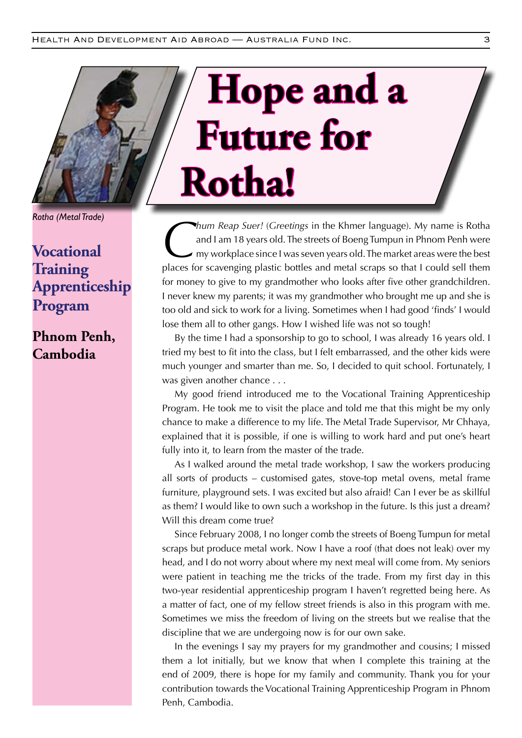# Hope and a Future for Rotha!

*Rotha (Metal Trade)*

## Vocational Training Apprenticeship Program

## Phnom Penh, Cambodia

*Chum Reap Suer!* (*Greetings* in the Khmer language). My name is Rotha and I am 18 years old. The streets of Boeng Tumpun in Phnom Penh were my workplace since I was seven years old. The market areas were the best places for scavenging plastic bottles and metal scraps so that I could sell them for money to give to my grandmother who looks after five other grandchildren. I never knew my parents; it was my grandmother who brought me up and she is too old and sick to work for a living. Sometimes when I had good 'finds' I would lose them all to other gangs. How I wished life was not so tough!

By the time I had a sponsorship to go to school, I was already 16 years old. I tried my best to fit into the class, but I felt embarrassed, and the other kids were much younger and smarter than me. So, I decided to quit school. Fortunately, I was given another chance . . .

My good friend introduced me to the Vocational Training Apprenticeship Program. He took me to visit the place and told me that this might be my only chance to make a difference to my life. The Metal Trade Supervisor, Mr Chhaya, explained that it is possible, if one is willing to work hard and put one's heart fully into it, to learn from the master of the trade.

As I walked around the metal trade workshop, I saw the workers producing all sorts of products – customised gates, stove-top metal ovens, metal frame furniture, playground sets. I was excited but also afraid! Can I ever be as skillful as them? I would like to own such a workshop in the future. Is this just a dream? Will this dream come true?

Since February 2008, I no longer comb the streets of Boeng Tumpun for metal scraps but produce metal work. Now I have a roof (that does not leak) over my head, and I do not worry about where my next meal will come from. My seniors were patient in teaching me the tricks of the trade. From my first day in this two-year residential apprenticeship program I haven't regretted being here. As a matter of fact, one of my fellow street friends is also in this program with me. Sometimes we miss the freedom of living on the streets but we realise that the discipline that we are undergoing now is for our own sake.

In the evenings I say my prayers for my grandmother and cousins; I missed them a lot initially, but we know that when I complete this training at the end of 2009, there is hope for my family and community. Thank you for your contribution towards the Vocational Training Apprenticeship Program in Phnom Penh, Cambodia.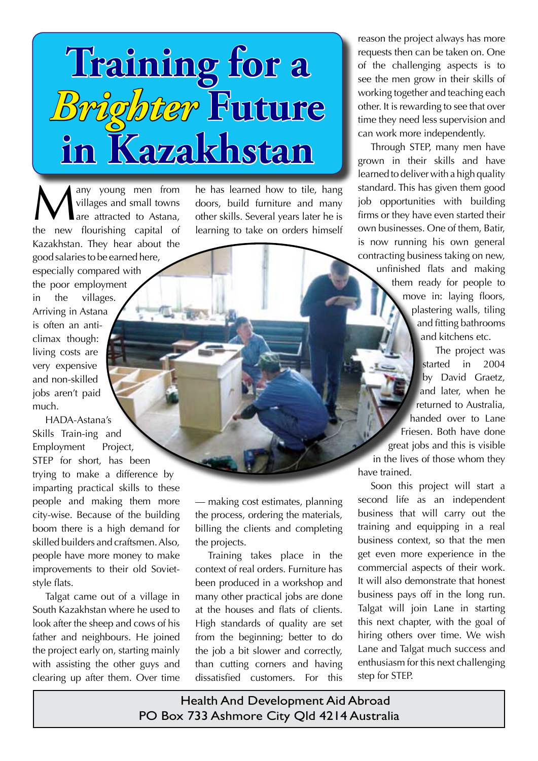# Training for a *Brighter* Future in Kazakhstan

Many young men from villages and small towns are attracted to Astana, the new flourishing capital of Kazakhstan. They hear about the good salaries to be earned here, especially compared with the poor employment in the villages. Arriving in Astana is often an anti-climax though: living costs are very expensive and non-skilled jobs aren't paid much.

HADA-Astana's Skills Train-ing and Employment Project, STEP for short, has been trying to make a difference by imparting practical skills to these people and making them more city-wise. Because of the building boom there is a high demand for skilled builders and craftsmen. Also, people have more money to make improvements to their old Soviet-style flats.

Talgat came out of a village in South Kazakhstan where he used to look after the sheep and cows of his father and neighbours. He joined the project early on, starting mainly with assisting the other guys and clearing up after them. Over time he has learned how to tile, hang doors, build furniture and many other skills. Several years later he is learning to take on orders himself — making cost estimates, planning the process, ordering the materials, billing the clients and completing the projects.

Training takes place in the context of real orders. Furniture has been produced in a workshop and many other practical jobs are done at the houses and flats of clients. High standards of quality are set from the beginning; better to do the job a bit slower and correctly, than cutting corners and having dissatisfied customers. For this reason the project always has more requests then can be taken on. One of the challenging aspects is to see the men grow in their skills of working together and teaching each other. It is rewarding to see that over time they need less supervision and can work more independently.

Through STEP, many men have grown in their skills and have learned to deliver with a high quality standard. This has given them good job opportunities with building firms or they have even started their own businesses. One of them, Batir, is now running his own general contracting business taking on new, unfinished flats and making them ready for people to move in: laying floors, plastering walls, tiling and fitting bathrooms and kitchens etc.

The project was started in 2004 by David Graetz, and later, when he returned to Australia, handed over to Lane Friesen. Both have done great jobs and this is visible in the lives of those whom they have trained.

Soon this project will start a second life as an independent business that will carry out the training and equipping in a real business context, so that the men get even more experience in the commercial aspects of their work. It will also demonstrate that honest business pays off in the long run. Talgat will join Lane in starting this next chapter, with the goal of hiring others over time. We wish Lane and Talgat much success and enthusiasm for this next challenging step for STEP.

Health And Development Aid Abroad
PO Box 733 Ashmore City Qld 4214 Australia